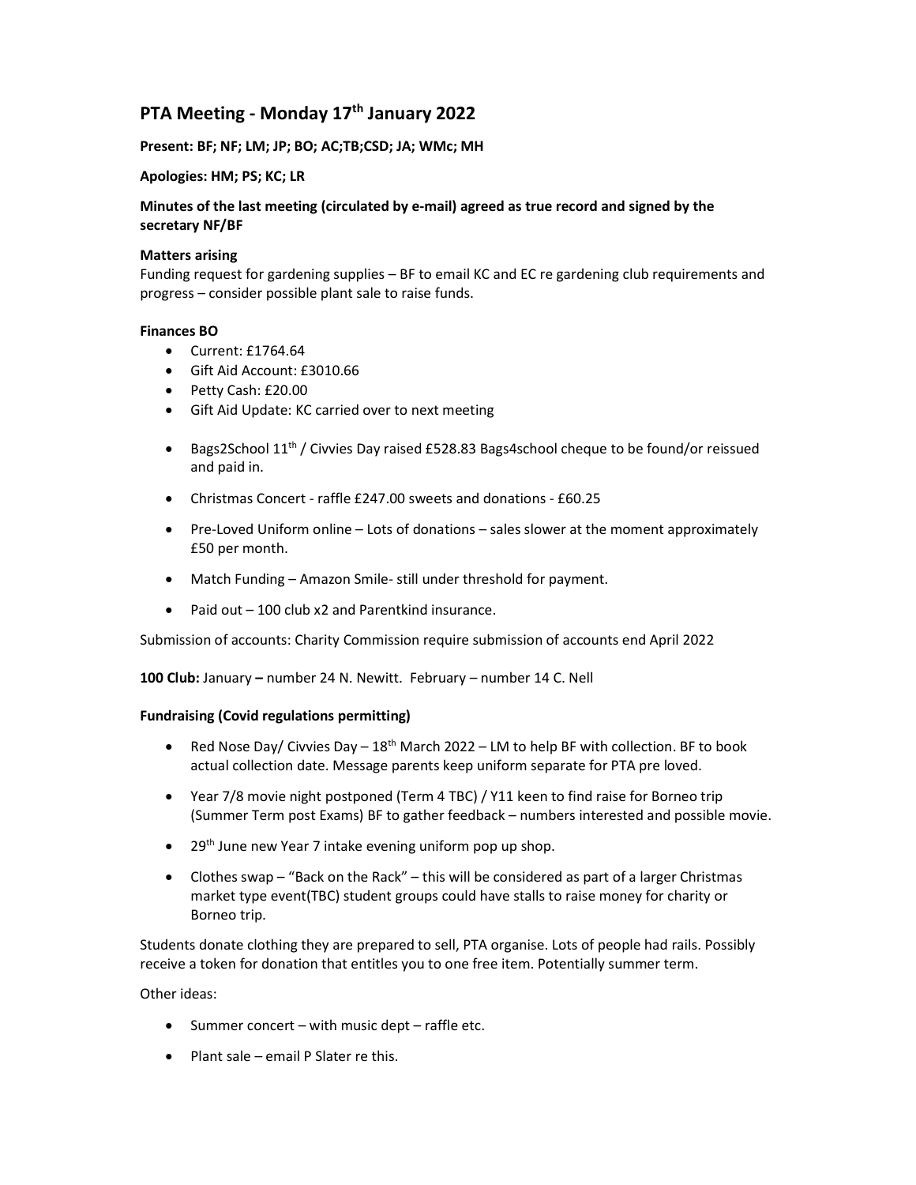# PTA Meeting - Monday 17th January 2022

**Present: BF; NF; LM; JP; BO; AC;TB;CSD; JA; WMc; MH**

**Apologies: HM; PS; KC; LR**

**Minutes of the last meeting (circulated by e-mail) agreed as true record and signed by the secretary NF/BF**

**Matters arising**

Funding request for gardening supplies – BF to email KC and EC re gardening club requirements and progress – consider possible plant sale to raise funds.

**Finances BO**

- Current: £1764.64
- Gift Aid Account: £3010.66
- Petty Cash: £20.00
- Gift Aid Update: KC carried over to next meeting

- Bags2School 11th / Civvies Day raised £528.83 Bags4school cheque to be found/or reissued and paid in.

- Christmas Concert - raffle £247.00 sweets and donations - £60.25

- Pre-Loved Uniform online – Lots of donations – sales slower at the moment approximately £50 per month.

- Match Funding – Amazon Smile- still under threshold for payment.

- Paid out – 100 club x2 and Parentkind insurance.

Submission of accounts: Charity Commission require submission of accounts end April 2022

**100 Club:** January **–** number 24 N. Newitt. February – number 14 C. Nell

**Fundraising (Covid regulations permitting)**

- Red Nose Day/ Civvies Day – 18th March 2022 – LM to help BF with collection. BF to book actual collection date. Message parents keep uniform separate for PTA pre loved.

- Year 7/8 movie night postponed (Term 4 TBC) / Y11 keen to find raise for Borneo trip (Summer Term post Exams) BF to gather feedback – numbers interested and possible movie.

- 29th June new Year 7 intake evening uniform pop up shop.

- Clothes swap – "Back on the Rack" – this will be considered as part of a larger Christmas market type event(TBC) student groups could have stalls to raise money for charity or Borneo trip.

Students donate clothing they are prepared to sell, PTA organise. Lots of people had rails. Possibly receive a token for donation that entitles you to one free item. Potentially summer term.

Other ideas:

- Summer concert – with music dept – raffle etc.

- Plant sale – email P Slater re this.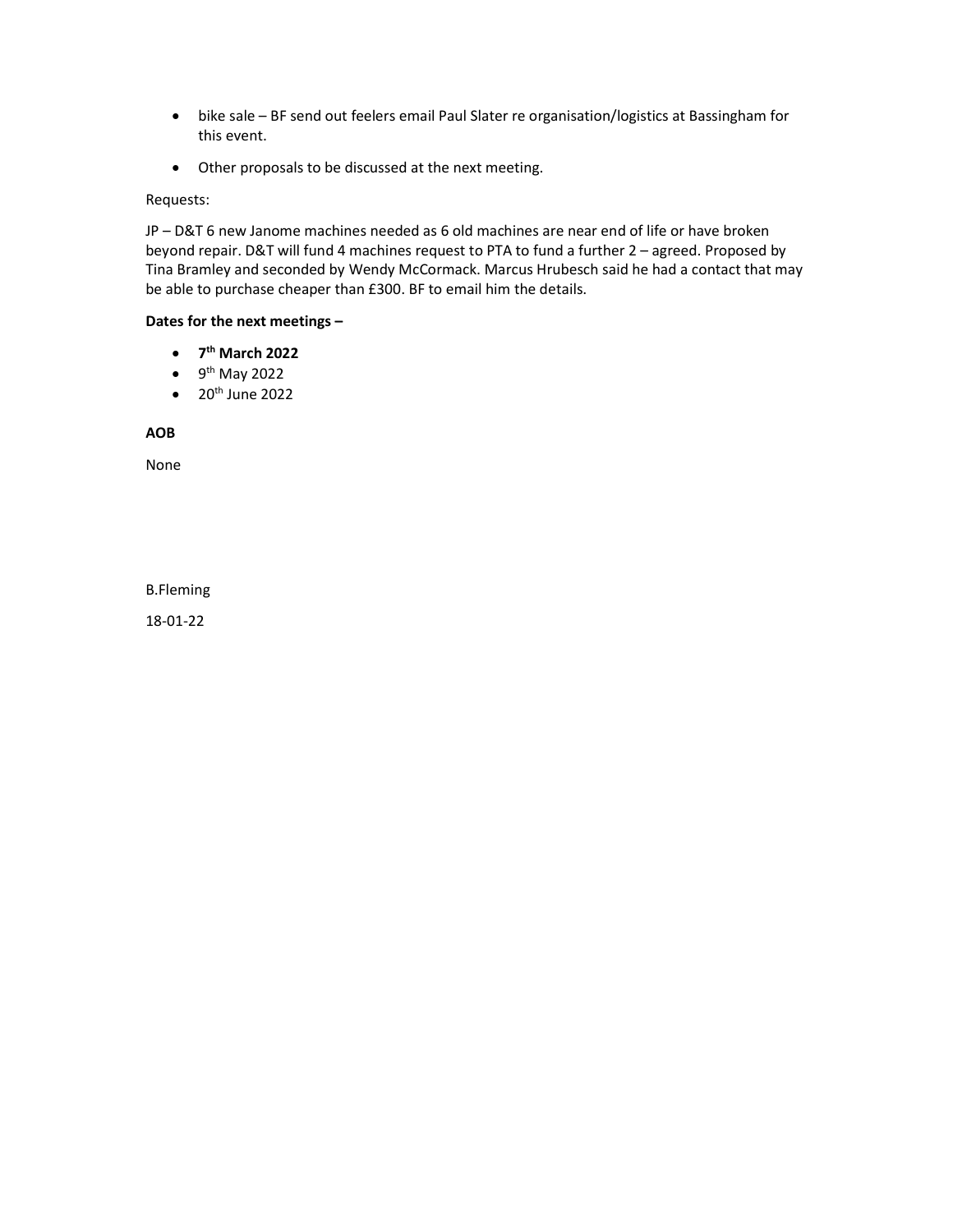- bike sale – BF send out feelers email Paul Slater re organisation/logistics at Bassingham for this event.
- Other proposals to be discussed at the next meeting.

Requests:

JP – D&T 6 new Janome machines needed as 6 old machines are near end of life or have broken beyond repair. D&T will fund 4 machines request to PTA to fund a further 2 – agreed. Proposed by Tina Bramley and seconded by Wendy McCormack. Marcus Hrubesch said he had a contact that may be able to purchase cheaper than £300. BF to email him the details.

**Dates for the next meetings –**

- **7th March 2022**
- 9th May 2022
- 20th June 2022

**AOB**

None

B.Fleming

18-01-22